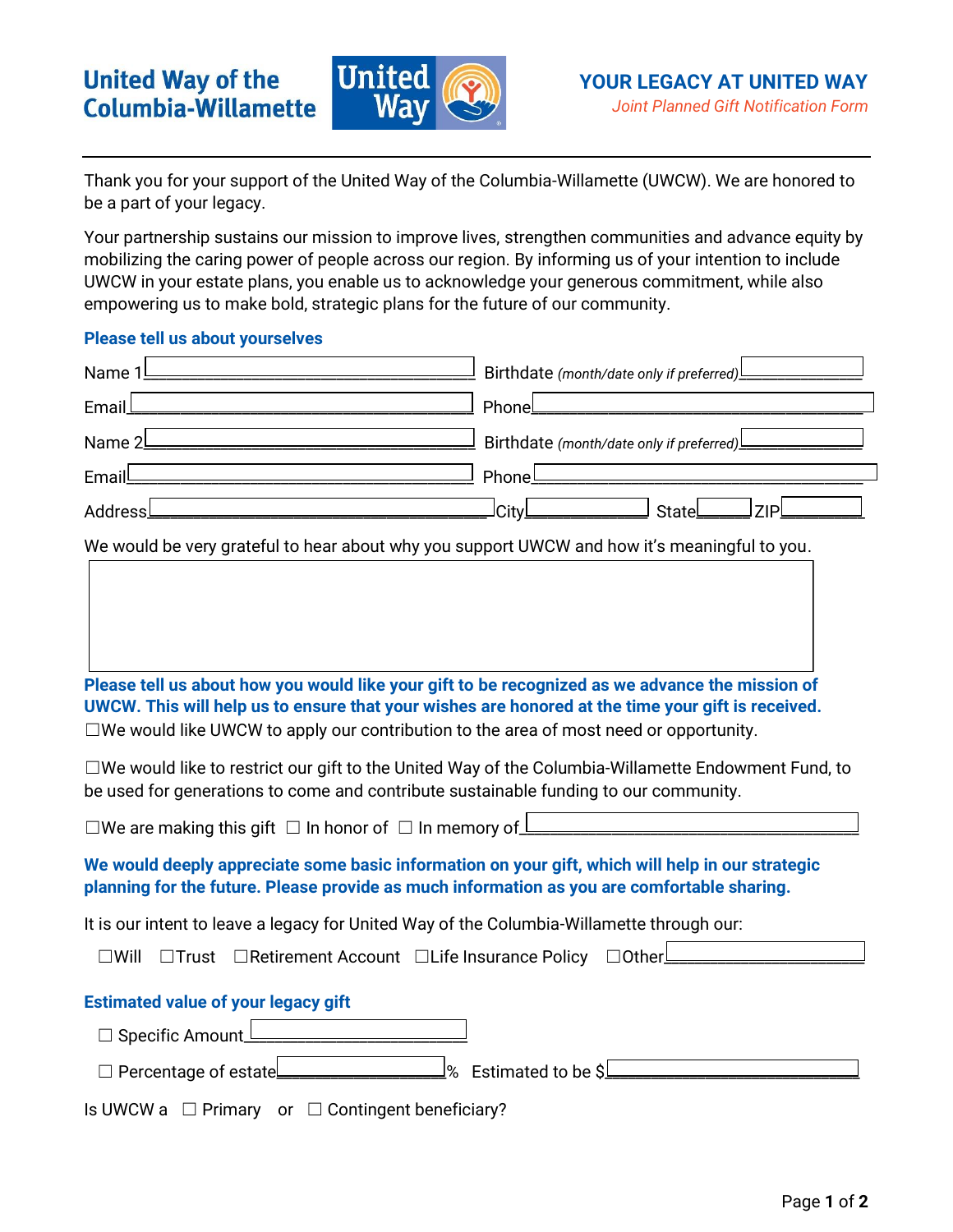**United Way of the Columbia-Willamette**

# YOUR LEGACY AT UNITED WAY

*Joint Planned Gift Notification Form*

---

Thank you for your support of the United Way of the Columbia-Willamette (UWCW). We are honored to be a part of your legacy.

Your partnership sustains our mission to improve lives, strengthen communities and advance equity by mobilizing the caring power of people across our region. By informing us of your intention to include UWCW in your estate plans, you enable us to acknowledge your generous commitment, while also empowering us to make bold, strategic plans for the future of our community.

## Please tell us about yourselves

Name 1 ______________________ Birthdate *(month/date only if preferred)* ____________

Email ______________________ Phone ______________________

Name 2 ______________________ Birthdate *(month/date only if preferred)* ____________

Email ______________________ Phone ______________________

Address ______________________ City ____________ State ______ ZIP ________

We would be very grateful to hear about why you support UWCW and how it's meaningful to you.

______________________________________________

## Please tell us about how you would like your gift to be recognized as we advance the mission of UWCW. This will help us to ensure that your wishes are honored at the time your gift is received.

☐We would like UWCW to apply our contribution to the area of most need or opportunity.

☐We would like to restrict our gift to the United Way of the Columbia-Willamette Endowment Fund, to be used for generations to come and contribute sustainable funding to our community.

☐We are making this gift ☐ In honor of ☐ In memory of ______________________

## We would deeply appreciate some basic information on your gift, which will help in our strategic planning for the future. Please provide as much information as you are comfortable sharing.

It is our intent to leave a legacy for United Way of the Columbia-Willamette through our:

☐Will ☐Trust ☐Retirement Account ☐Life Insurance Policy ☐Other ______________

## Estimated value of your legacy gift

☐ Specific Amount ______________

☐ Percentage of estate ____________% Estimated to be $ ______________

Is UWCW a ☐ Primary or ☐ Contingent beneficiary?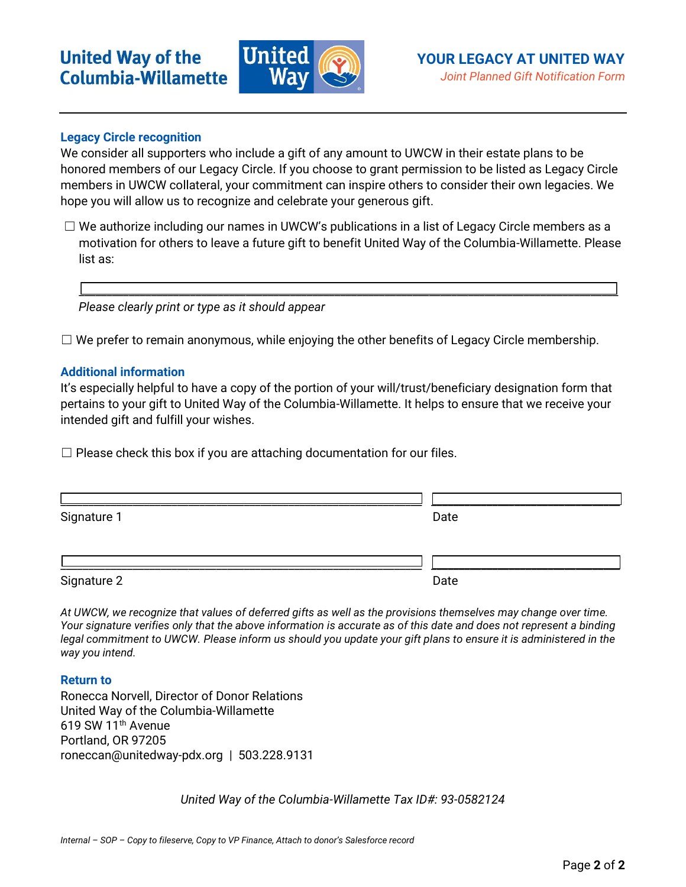United Way of the Columbia-Willamette

**YOUR LEGACY AT UNITED WAY**
*Joint Planned Gift Notification Form*

### Legacy Circle recognition

We consider all supporters who include a gift of any amount to UWCW in their estate plans to be honored members of our Legacy Circle. If you choose to grant permission to be listed as Legacy Circle members in UWCW collateral, your commitment can inspire others to consider their own legacies. We hope you will allow us to recognize and celebrate your generous gift.

☐ We authorize including our names in UWCW's publications in a list of Legacy Circle members as a motivation for others to leave a future gift to benefit United Way of the Columbia-Willamette. Please list as:

______________________________________________________________________

*Please clearly print or type as it should appear*

☐ We prefer to remain anonymous, while enjoying the other benefits of Legacy Circle membership.

### Additional information

It's especially helpful to have a copy of the portion of your will/trust/beneficiary designation form that pertains to your gift to United Way of the Columbia-Willamette. It helps to ensure that we receive your intended gift and fulfill your wishes.

☐ Please check this box if you are attaching documentation for our files.

______________________________________________ ______________________

Signature 1 Date

______________________________________________ ______________________

Signature 2 Date

*At UWCW, we recognize that values of deferred gifts as well as the provisions themselves may change over time. Your signature verifies only that the above information is accurate as of this date and does not represent a binding legal commitment to UWCW. Please inform us should you update your gift plans to ensure it is administered in the way you intend.*

### Return to

Ronecca Norvell, Director of Donor Relations
United Way of the Columbia-Willamette
619 SW 11th Avenue
Portland, OR 97205
roneccan@unitedway-pdx.org | 503.228.9131

*United Way of the Columbia-Willamette Tax ID#: 93-0582124*

*Internal – SOP – Copy to fileserve, Copy to VP Finance, Attach to donor's Salesforce record*